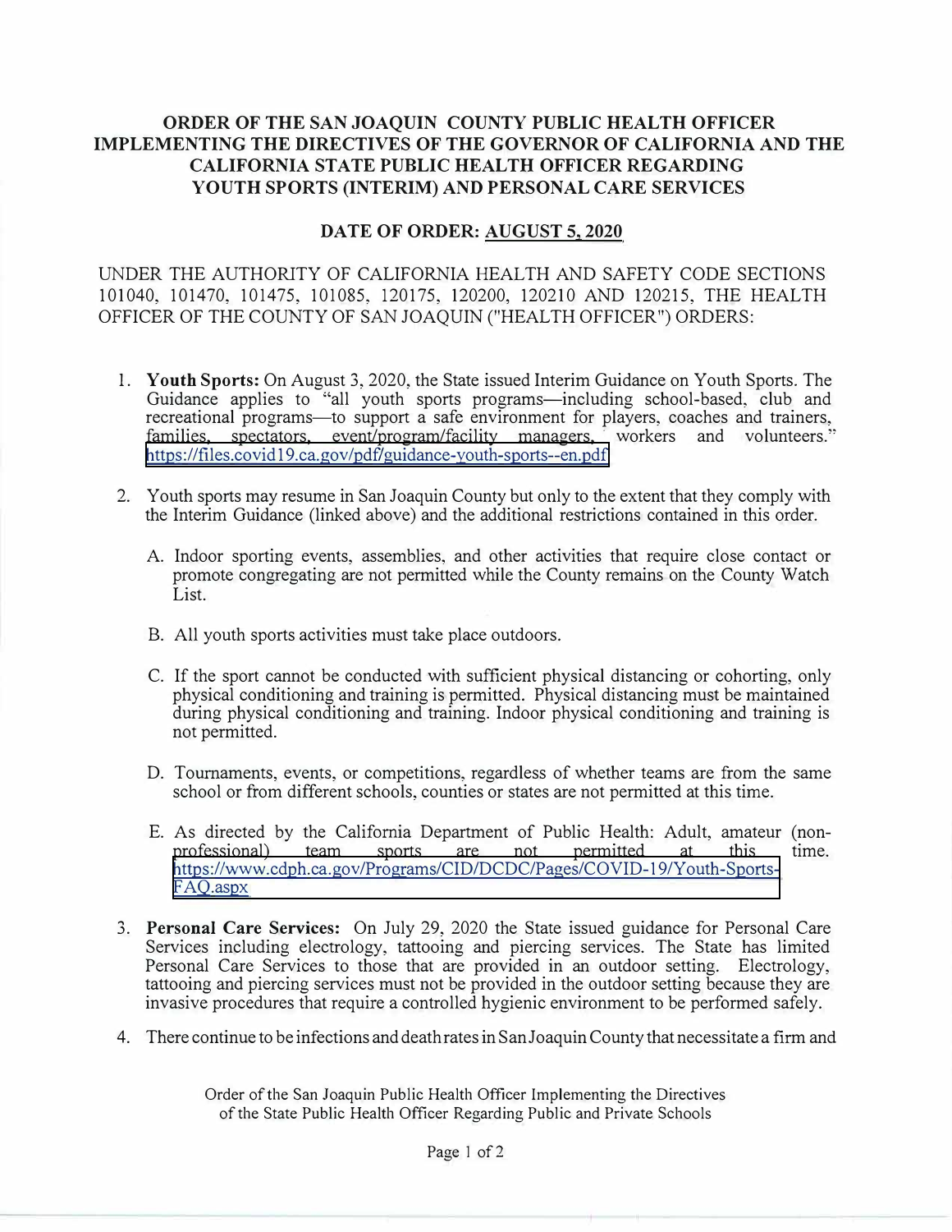# ORDER OF THE SAN JOAQUIN COUNTY PUBLIC HEALTH OFFICER IMPLEMENTING THE DIRECTIVES OF THE GOVERNOR OF CALIFORNIA AND THE CALIFORNIA STATE PUBLIC HEALTH OFFICER REGARDING YOUTH SPORTS (INTERIM) AND PERSONAL CARE SERVICES

## DATE OF ORDER: AUGUST 5, 2020

UNDER THE AUTHORITY OF CALIFORNIA HEALTH AND SAFETY CODE SECTIONS 101040, 101470, 101475, 101085, 120175, 120200, 120210 AND 120215, THE HEALTH OFFICER OF THE COUNTY OF SAN JOAQUIN ("HEALTH OFFICER") ORDERS:

1. **Youth Sports:** On August 3, 2020, the State issued Interim Guidance on Youth Sports. The Guidance applies to "all youth sports programs—including school-based, club and recreational programs—to support a safe environment for players, coaches and trainers, families, spectators, event/program/facility managers, workers and volunteers." https://files.covid19.ca.gov/pdf/guidance-youth-sports--en.pdf

2. Youth sports may resume in San Joaquin County but only to the extent that they comply with the Interim Guidance (linked above) and the additional restrictions contained in this order.

   A. Indoor sporting events, assemblies, and other activities that require close contact or promote congregating are not permitted while the County remains on the County Watch List.

   B. All youth sports activities must take place outdoors.

   C. If the sport cannot be conducted with sufficient physical distancing or cohorting, only physical conditioning and training is permitted. Physical distancing must be maintained during physical conditioning and training. Indoor physical conditioning and training is not permitted.

   D. Tournaments, events, or competitions, regardless of whether teams are from the same school or from different schools, counties or states are not permitted at this time.

   E. As directed by the California Department of Public Health: Adult, amateur (non-professional) team sports are not permitted at this time. https://www.cdph.ca.gov/Programs/CID/DCDC/Pages/COVID-19/Youth-Sports-FAQ.aspx

3. **Personal Care Services:** On July 29, 2020 the State issued guidance for Personal Care Services including electrology, tattooing and piercing services. The State has limited Personal Care Services to those that are provided in an outdoor setting. Electrology, tattooing and piercing services must not be provided in the outdoor setting because they are invasive procedures that require a controlled hygienic environment to be performed safely.

4. There continue to be infections and death rates in San Joaquin County that necessitate a firm and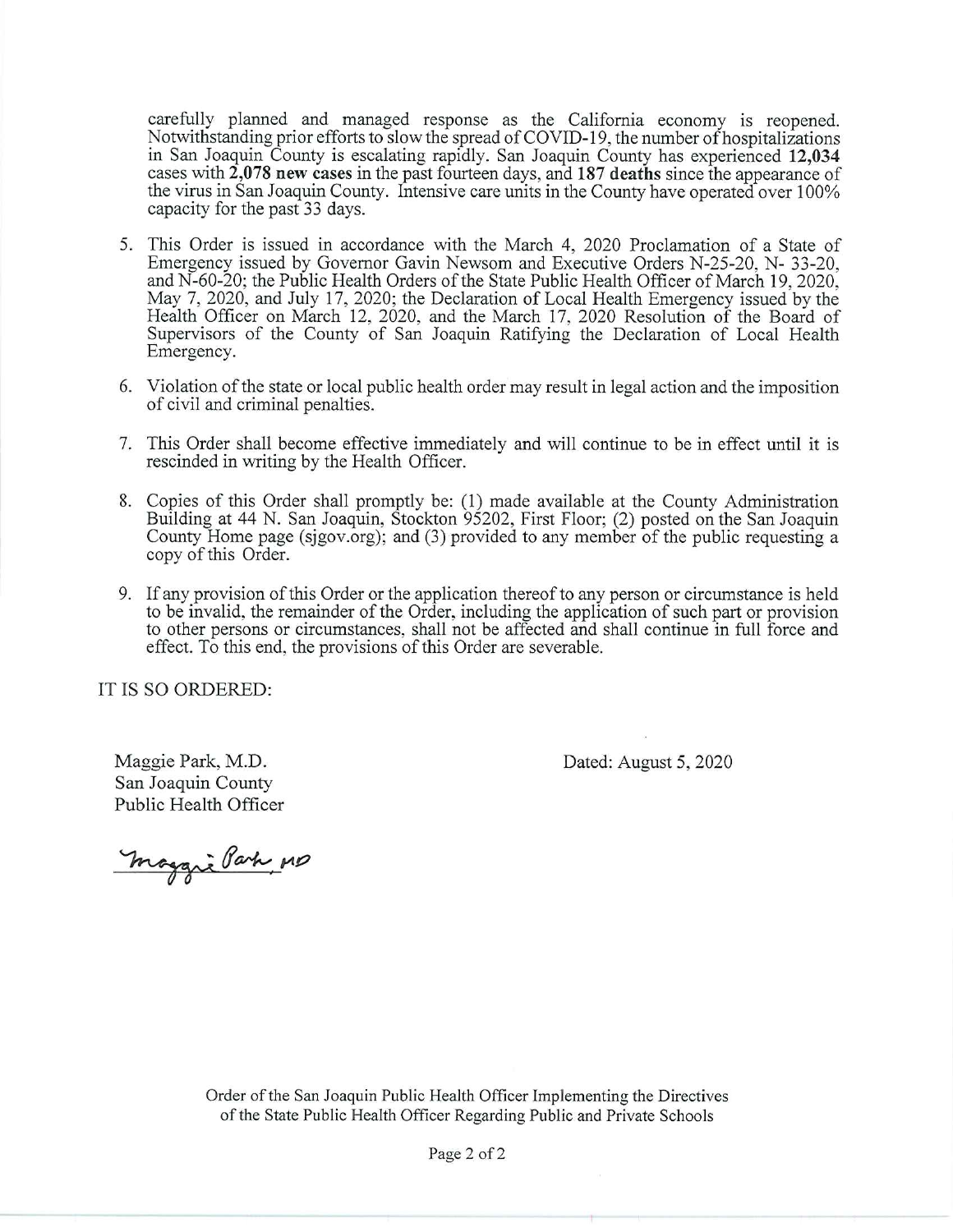carefully planned and managed response as the California economy is reopened. Notwithstanding prior efforts to slow the spread of COVID-19, the number of hospitalizations in San Joaquin County is escalating rapidly. San Joaquin County has experienced **12,034** cases with **2,078 new cases** in the past fourteen days, and **187 deaths** since the appearance of the virus in San Joaquin County. Intensive care units in the County have operated over 100% capacity for the past 33 days.

5. This Order is issued in accordance with the March 4, 2020 Proclamation of a State of Emergency issued by Governor Gavin Newsom and Executive Orders N-25-20, N- 33-20, and N-60-20; the Public Health Orders of the State Public Health Officer of March 19, 2020, May 7, 2020, and July 17, 2020; the Declaration of Local Health Emergency issued by the Health Officer on March 12, 2020, and the March 17, 2020 Resolution of the Board of Supervisors of the County of San Joaquin Ratifying the Declaration of Local Health Emergency.

6. Violation of the state or local public health order may result in legal action and the imposition of civil and criminal penalties.

7. This Order shall become effective immediately and will continue to be in effect until it is rescinded in writing by the Health Officer.

8. Copies of this Order shall promptly be: (1) made available at the County Administration Building at 44 N. San Joaquin, Stockton 95202, First Floor; (2) posted on the San Joaquin County Home page (sjgov.org); and (3) provided to any member of the public requesting a copy of this Order.

9. If any provision of this Order or the application thereof to any person or circumstance is held to be invalid, the remainder of the Order, including the application of such part or provision to other persons or circumstances, shall not be affected and shall continue in full force and effect. To this end, the provisions of this Order are severable.

IT IS SO ORDERED:

Maggie Park, M.D.
San Joaquin County
Public Health Officer

Dated: August 5, 2020

Maggie Park, MD

Order of the San Joaquin Public Health Officer Implementing the Directives of the State Public Health Officer Regarding Public and Private Schools